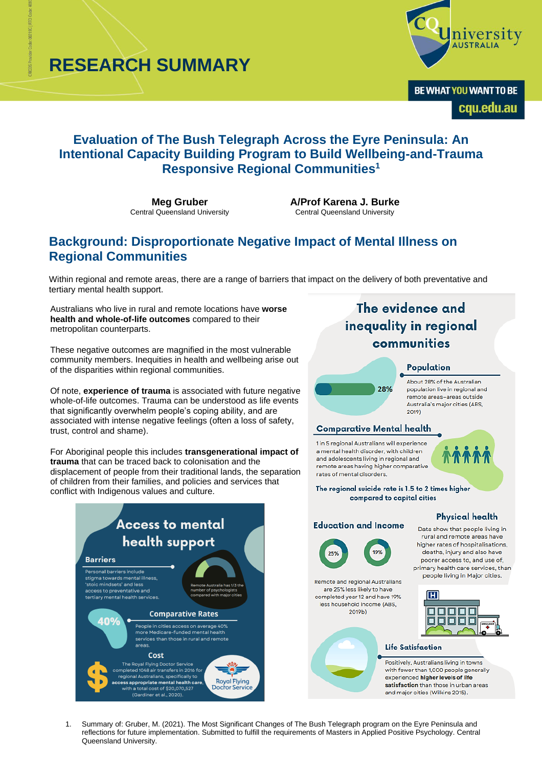# RESEARCH SUMMARY

BE WHAT YOU WANT TO BE
cqu.edu.au

## Evaluation of The Bush Telegraph Across the Eyre Peninsula: An Intentional Capacity Building Program to Build Wellbeing-and-Trauma Responsive Regional Communities[1]

**Meg Gruber**
Central Queensland University

**A/Prof Karena J. Burke**
Central Queensland University

## Background: Disproportionate Negative Impact of Mental Illness on Regional Communities

Within regional and remote areas, there are a range of barriers that impact on the delivery of both preventative and tertiary mental health support.

Australians who live in rural and remote locations have **worse health and whole-of-life outcomes** compared to their metropolitan counterparts.

These negative outcomes are magnified in the most vulnerable community members. Inequities in health and wellbeing arise out of the disparities within regional communities.

Of note, **experience of trauma** is associated with future negative whole-of-life outcomes. Trauma can be understood as life events that significantly overwhelm people's coping ability, and are associated with intense negative feelings (often a loss of safety, trust, control and shame).

For Aboriginal people this includes **transgenerational impact of trauma** that can be traced back to colonisation and the displacement of people from their traditional lands, the separation of children from their families, and policies and services that conflict with Indigenous values and culture.

### Access to mental health support

**Barriers**

Personal barriers include stigma towards mental illness, 'stoic mindsets' and less access to preventative and tertiary mental health services.

Remote Australia has 1/3 the number of psychologists compared with major cities

**Comparative Rates**

40%

People in cities access on average 40% more Medicare-funded mental health services than those in rural and remote areas.

**Cost**

The Royal Flying Doctor Service completed 1048 air transfers in 2016 for regional Australians, specifically to **access appropriate mental health care**, with a total cost of $20,070,527 (Gardiner et al., 2020).

### The evidence and inequality in regional communities

**Population**

28%

About 28% of the Australian population live in regional and remote areas–areas outside Australia's major cities (ABS, 2019)

**Comparative Mental health**

1 in 5 regional Australians will experience a mental health disorder, with children and adolescents living in regional and remote areas having higher comparative rates of mental disorders.

**The regional suicide rate is 1.5 to 2 times higher compared to capital cities**

**Education and Income**

25% 19%

Remote and regional Australians are 25% less likely to have completed year 12 and have 19% less household income (ABS, 2019b)

**Physical health**

Data show that people living in rural and remote areas have higher rates of hospitalisations, deaths, injury and also have poorer access to, and use of, primary health care services, than people living in Major cities.

**Life Satisfaction**

Positively, Australians living in towns with fewer than 1,000 people generally experienced **higher levels of life satisfaction** than those in urban areas and major cities (Wilkins 2015).

1. Summary of: Gruber, M. (2021). The Most Significant Changes of The Bush Telegraph program on the Eyre Peninsula and reflections for future implementation. Submitted to fulfill the requirements of Masters in Applied Positive Psychology. Central Queensland University.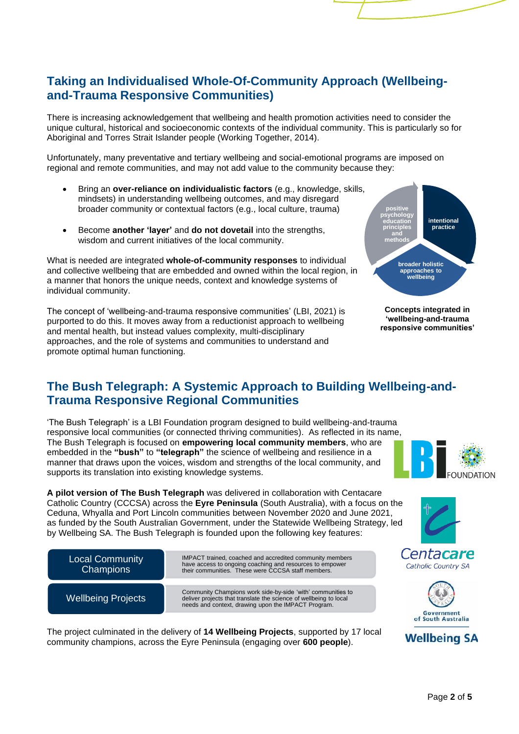## Taking an Individualised Whole-Of-Community Approach (Wellbeing-and-Trauma Responsive Communities)

There is increasing acknowledgement that wellbeing and health promotion activities need to consider the unique cultural, historical and socioeconomic contexts of the individual community. This is particularly so for Aboriginal and Torres Strait Islander people (Working Together, 2014).

Unfortunately, many preventative and tertiary wellbeing and social-emotional programs are imposed on regional and remote communities, and may not add value to the community because they:

- Bring an **over-reliance on individualistic factors** (e.g., knowledge, skills, mindsets) in understanding wellbeing outcomes, and may disregard broader community or contextual factors (e.g., local culture, trauma)
- Become **another 'layer'** and **do not dovetail** into the strengths, wisdom and current initiatives of the local community.

What is needed are integrated **whole-of-community responses** to individual and collective wellbeing that are embedded and owned within the local region, in a manner that honors the unique needs, context and knowledge systems of individual community.

The concept of 'wellbeing-and-trauma responsive communities' (LBI, 2021) is purported to do this. It moves away from a reductionist approach to wellbeing and mental health, but instead values complexity, multi-disciplinary approaches, and the role of systems and communities to understand and promote optimal human functioning.

positive psychology education principles and methods

intentional practice

broader holistic approaches to wellbeing

**Concepts integrated in 'wellbeing-and-trauma responsive communities'**

## The Bush Telegraph: A Systemic Approach to Building Wellbeing-and-Trauma Responsive Regional Communities

'The Bush Telegraph' is a LBI Foundation program designed to build wellbeing-and-trauma responsive local communities (or connected thriving communities). As reflected in its name, The Bush Telegraph is focused on **empowering local community members**, who are embedded in the **"bush"** to **"telegraph"** the science of wellbeing and resilience in a manner that draws upon the voices, wisdom and strengths of the local community, and supports its translation into existing knowledge systems.

**A pilot version of The Bush Telegraph** was delivered in collaboration with Centacare Catholic Country (CCCSA) across the **Eyre Peninsula** (South Australia), with a focus on the Ceduna, Whyalla and Port Lincoln communities between November 2020 and June 2021, as funded by the South Australian Government, under the Statewide Wellbeing Strategy, led by Wellbeing SA. The Bush Telegraph is founded upon the following key features:

| | |
|---|---|
| Local Community Champions | IMPACT trained, coached and accredited community members have access to ongoing coaching and resources to empower their communities. These were CCCSA staff members. |
| Wellbeing Projects | Community Champions work side-by-side 'with' communities to deliver projects that translate the science of wellbeing to local needs and context, drawing upon the IMPACT Program. |

The project culminated in the delivery of **14 Wellbeing Projects**, supported by 17 local community champions, across the Eyre Peninsula (engaging over **600 people**).

LBI FOUNDATION

Centacare Catholic Country SA

Government of South Australia

Wellbeing SA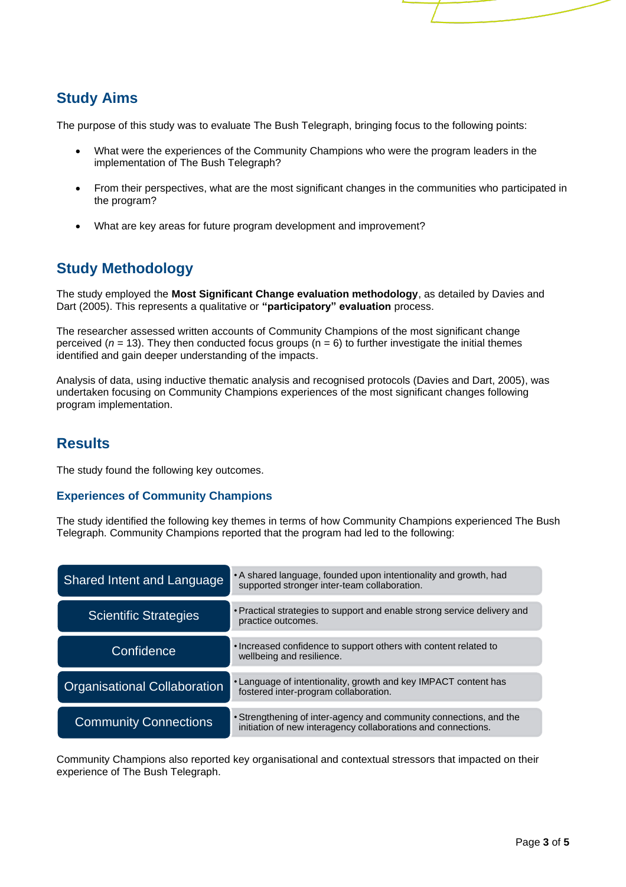## Study Aims

The purpose of this study was to evaluate The Bush Telegraph, bringing focus to the following points:

- What were the experiences of the Community Champions who were the program leaders in the implementation of The Bush Telegraph?
- From their perspectives, what are the most significant changes in the communities who participated in the program?
- What are key areas for future program development and improvement?

## Study Methodology

The study employed the **Most Significant Change evaluation methodology**, as detailed by Davies and Dart (2005). This represents a qualitative or **"participatory" evaluation** process.

The researcher assessed written accounts of Community Champions of the most significant change perceived (*n* = 13). They then conducted focus groups (n = 6) to further investigate the initial themes identified and gain deeper understanding of the impacts.

Analysis of data, using inductive thematic analysis and recognised protocols (Davies and Dart, 2005), was undertaken focusing on Community Champions experiences of the most significant changes following program implementation.

## Results

The study found the following key outcomes.

### Experiences of Community Champions

The study identified the following key themes in terms of how Community Champions experienced The Bush Telegraph. Community Champions reported that the program had led to the following:

| Theme | Description |
| --- | --- |
| Shared Intent and Language | • A shared language, founded upon intentionality and growth, had supported stronger inter-team collaboration. |
| Scientific Strategies | • Practical strategies to support and enable strong service delivery and practice outcomes. |
| Confidence | • Increased confidence to support others with content related to wellbeing and resilience. |
| Organisational Collaboration | • Language of intentionality, growth and key IMPACT content has fostered inter-program collaboration. |
| Community Connections | • Strengthening of inter-agency and community connections, and the initiation of new interagency collaborations and connections. |

Community Champions also reported key organisational and contextual stressors that impacted on their experience of The Bush Telegraph.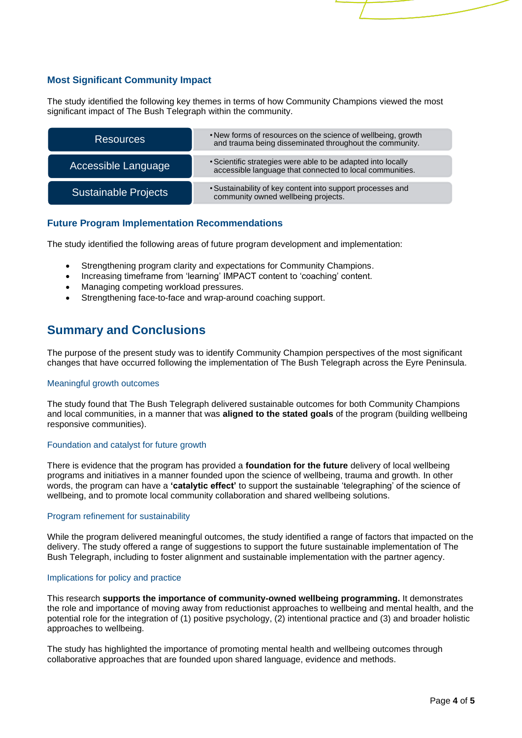### Most Significant Community Impact

The study identified the following key themes in terms of how Community Champions viewed the most significant impact of The Bush Telegraph within the community.

| | |
|---|---|
| Resources | • New forms of resources on the science of wellbeing, growth and trauma being disseminated throughout the community. |
| Accessible Language | • Scientific strategies were able to be adapted into locally accessible language that connected to local communities. |
| Sustainable Projects | • Sustainability of key content into support processes and community owned wellbeing projects. |

### Future Program Implementation Recommendations

The study identified the following areas of future program development and implementation:

- Strengthening program clarity and expectations for Community Champions.
- Increasing timeframe from 'learning' IMPACT content to 'coaching' content.
- Managing competing workload pressures.
- Strengthening face-to-face and wrap-around coaching support.

## Summary and Conclusions

The purpose of the present study was to identify Community Champion perspectives of the most significant changes that have occurred following the implementation of The Bush Telegraph across the Eyre Peninsula.

#### Meaningful growth outcomes

The study found that The Bush Telegraph delivered sustainable outcomes for both Community Champions and local communities, in a manner that was **aligned to the stated goals** of the program (building wellbeing responsive communities).

#### Foundation and catalyst for future growth

There is evidence that the program has provided a **foundation for the future** delivery of local wellbeing programs and initiatives in a manner founded upon the science of wellbeing, trauma and growth. In other words, the program can have a **'catalytic effect'** to support the sustainable 'telegraphing' of the science of wellbeing, and to promote local community collaboration and shared wellbeing solutions.

#### Program refinement for sustainability

While the program delivered meaningful outcomes, the study identified a range of factors that impacted on the delivery. The study offered a range of suggestions to support the future sustainable implementation of The Bush Telegraph, including to foster alignment and sustainable implementation with the partner agency.

#### Implications for policy and practice

This research **supports the importance of community-owned wellbeing programming.** It demonstrates the role and importance of moving away from reductionist approaches to wellbeing and mental health, and the potential role for the integration of (1) positive psychology, (2) intentional practice and (3) and broader holistic approaches to wellbeing.

The study has highlighted the importance of promoting mental health and wellbeing outcomes through collaborative approaches that are founded upon shared language, evidence and methods.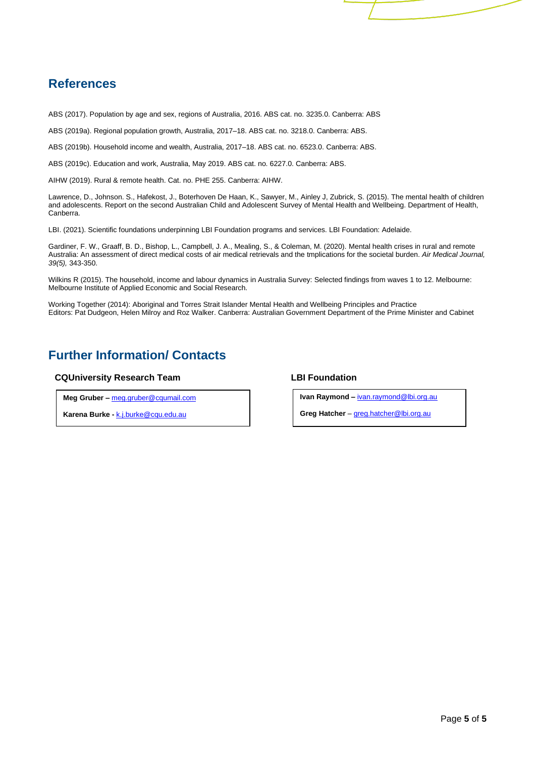## References

ABS (2017). Population by age and sex, regions of Australia, 2016. ABS cat. no. 3235.0. Canberra: ABS

ABS (2019a). Regional population growth, Australia, 2017–18. ABS cat. no. 3218.0. Canberra: ABS.

ABS (2019b). Household income and wealth, Australia, 2017–18. ABS cat. no. 6523.0. Canberra: ABS.

ABS (2019c). Education and work, Australia, May 2019. ABS cat. no. 6227.0. Canberra: ABS.

AIHW (2019). Rural & remote health. Cat. no. PHE 255. Canberra: AIHW.

Lawrence, D., Johnson. S., Hafekost, J., Boterhoven De Haan, K., Sawyer, M., Ainley J, Zubrick, S. (2015). The mental health of children and adolescents. Report on the second Australian Child and Adolescent Survey of Mental Health and Wellbeing. Department of Health, Canberra.

LBI. (2021). Scientific foundations underpinning LBI Foundation programs and services. LBI Foundation: Adelaide.

Gardiner, F. W., Graaff, B. D., Bishop, L., Campbell, J. A., Mealing, S., & Coleman, M. (2020). Mental health crises in rural and remote Australia: An assessment of direct medical costs of air medical retrievals and the tmplications for the societal burden. *Air Medical Journal, 39(5),* 343-350.

Wilkins R (2015). The household, income and labour dynamics in Australia Survey: Selected findings from waves 1 to 12. Melbourne: Melbourne Institute of Applied Economic and Social Research.

Working Together (2014): Aboriginal and Torres Strait Islander Mental Health and Wellbeing Principles and Practice
Editors: Pat Dudgeon, Helen Milroy and Roz Walker. Canberra: Australian Government Department of the Prime Minister and Cabinet

## Further Information/ Contacts

### CQUniversity Research Team

**Meg Gruber –** meg.gruber@cqumail.com

**Karena Burke -** k.j.burke@cqu.edu.au

### LBI Foundation

**Ivan Raymond –** ivan.raymond@lbi.org.au

**Greg Hatcher** – greg.hatcher@lbi.org.au